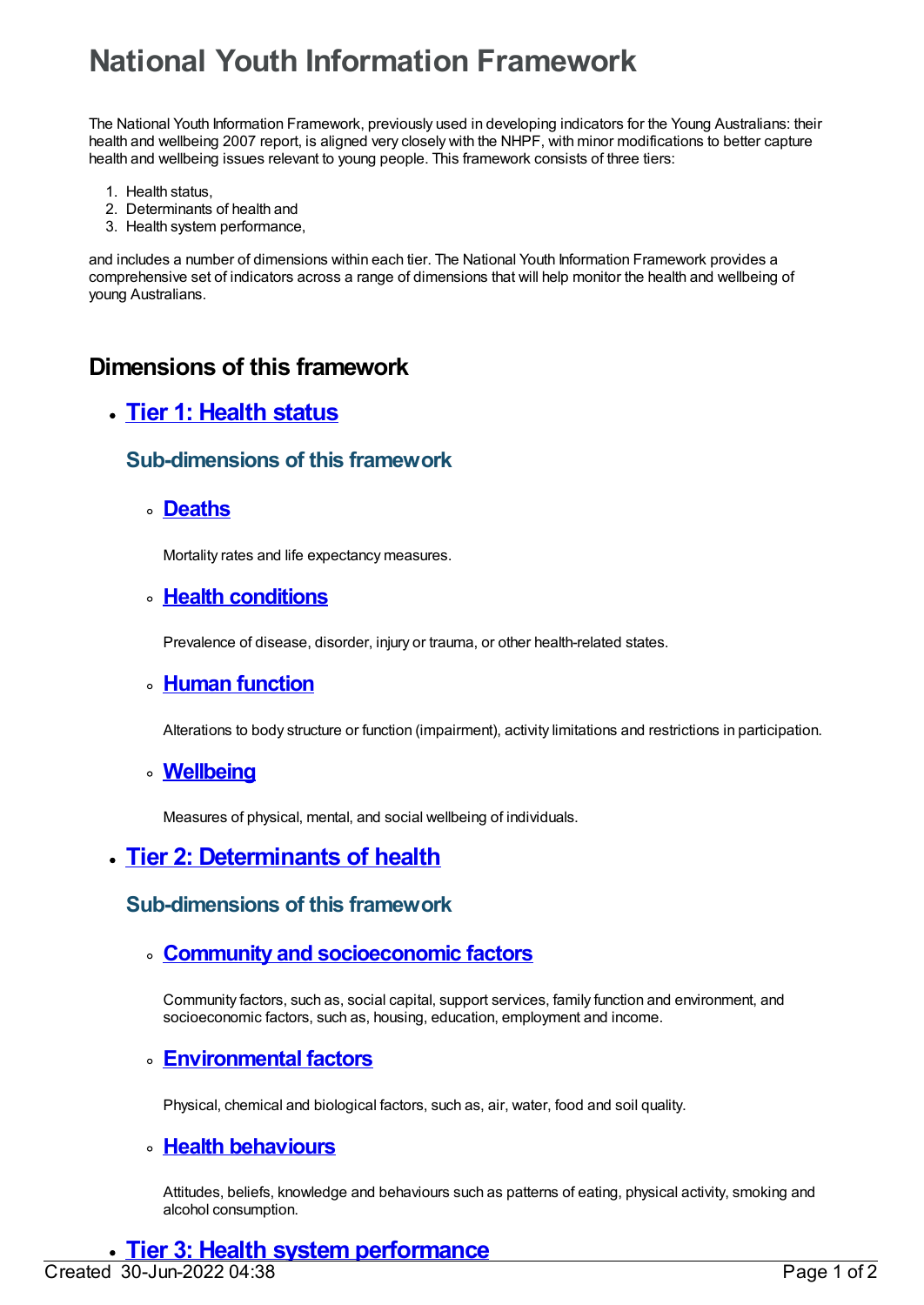# National Youth Information Framework

The National Youth Information Framework, previously used in developing indicators for the Young Australians: their health and wellbeing 2007 report, is aligned very closely with the NHPF, with minor modifications to better capture health and wellbeing issues relevant to young people. This framework consists of three tiers:

1. Health status,
2. Determinants of health and
3. Health system performance,

and includes a number of dimensions within each tier. The National Youth Information Framework provides a comprehensive set of indicators across a range of dimensions that will help monitor the health and wellbeing of young Australians.

## Dimensions of this framework

- **Tier 1: Health status**

  ### Sub-dimensions of this framework

  - **Deaths**

    Mortality rates and life expectancy measures.

  - **Health conditions**

    Prevalence of disease, disorder, injury or trauma, or other health-related states.

  - **Human function**

    Alterations to body structure or function (impairment), activity limitations and restrictions in participation.

  - **Wellbeing**

    Measures of physical, mental, and social wellbeing of individuals.

- **Tier 2: Determinants of health**

  ### Sub-dimensions of this framework

  - **Community and socioeconomic factors**

    Community factors, such as, social capital, support services, family function and environment, and socioeconomic factors, such as, housing, education, employment and income.

  - **Environmental factors**

    Physical, chemical and biological factors, such as, air, water, food and soil quality.

  - **Health behaviours**

    Attitudes, beliefs, knowledge and behaviours such as patterns of eating, physical activity, smoking and alcohol consumption.

- **Tier 3: Health system performance**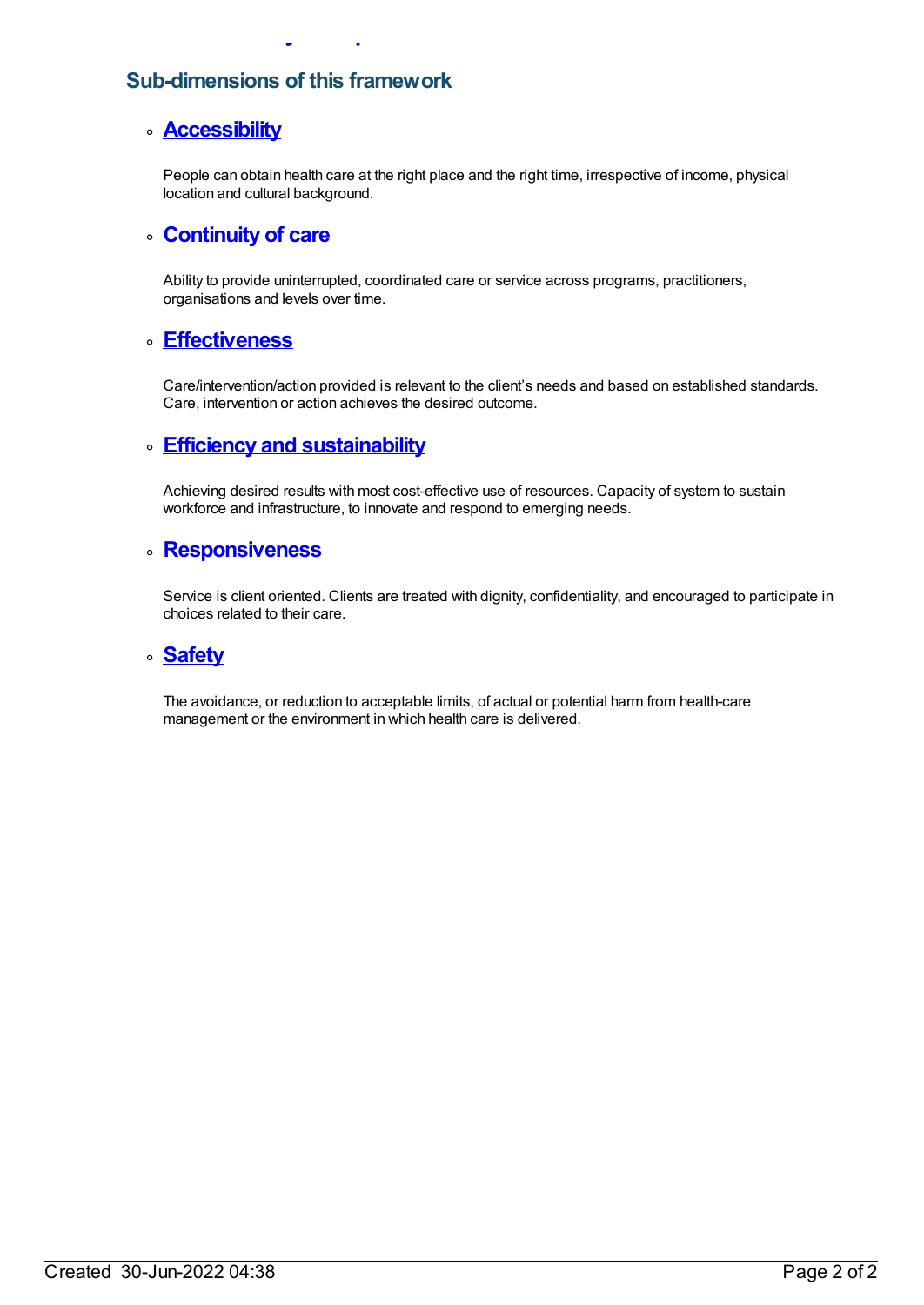## Sub-dimensions of this framework

- **Accessibility**

  People can obtain health care at the right place and the right time, irrespective of income, physical location and cultural background.

- **Continuity of care**

  Ability to provide uninterrupted, coordinated care or service across programs, practitioners, organisations and levels over time.

- **Effectiveness**

  Care/intervention/action provided is relevant to the client's needs and based on established standards. Care, intervention or action achieves the desired outcome.

- **Efficiency and sustainability**

  Achieving desired results with most cost-effective use of resources. Capacity of system to sustain workforce and infrastructure, to innovate and respond to emerging needs.

- **Responsiveness**

  Service is client oriented. Clients are treated with dignity, confidentiality, and encouraged to participate in choices related to their care.

- **Safety**

  The avoidance, or reduction to acceptable limits, of actual or potential harm from health-care management or the environment in which health care is delivered.